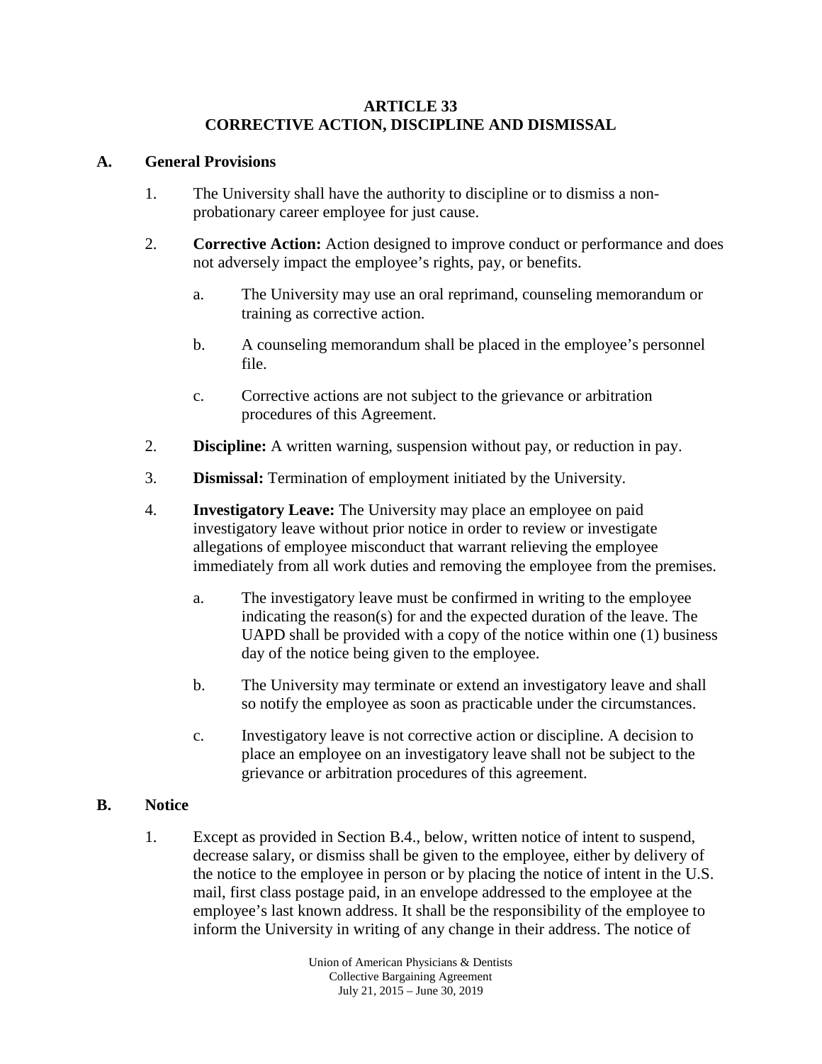# ARTICLE 33
# CORRECTIVE ACTION, DISCIPLINE AND DISMISSAL

## A. General Provisions

1. The University shall have the authority to discipline or to dismiss a non-probationary career employee for just cause.

2. **Corrective Action:** Action designed to improve conduct or performance and does not adversely impact the employee's rights, pay, or benefits.

   a. The University may use an oral reprimand, counseling memorandum or training as corrective action.

   b. A counseling memorandum shall be placed in the employee's personnel file.

   c. Corrective actions are not subject to the grievance or arbitration procedures of this Agreement.

2. **Discipline:** A written warning, suspension without pay, or reduction in pay.

3. **Dismissal:** Termination of employment initiated by the University.

4. **Investigatory Leave:** The University may place an employee on paid investigatory leave without prior notice in order to review or investigate allegations of employee misconduct that warrant relieving the employee immediately from all work duties and removing the employee from the premises.

   a. The investigatory leave must be confirmed in writing to the employee indicating the reason(s) for and the expected duration of the leave. The UAPD shall be provided with a copy of the notice within one (1) business day of the notice being given to the employee.

   b. The University may terminate or extend an investigatory leave and shall so notify the employee as soon as practicable under the circumstances.

   c. Investigatory leave is not corrective action or discipline. A decision to place an employee on an investigatory leave shall not be subject to the grievance or arbitration procedures of this agreement.

## B. Notice

1. Except as provided in Section B.4., below, written notice of intent to suspend, decrease salary, or dismiss shall be given to the employee, either by delivery of the notice to the employee in person or by placing the notice of intent in the U.S. mail, first class postage paid, in an envelope addressed to the employee at the employee's last known address. It shall be the responsibility of the employee to inform the University in writing of any change in their address. The notice of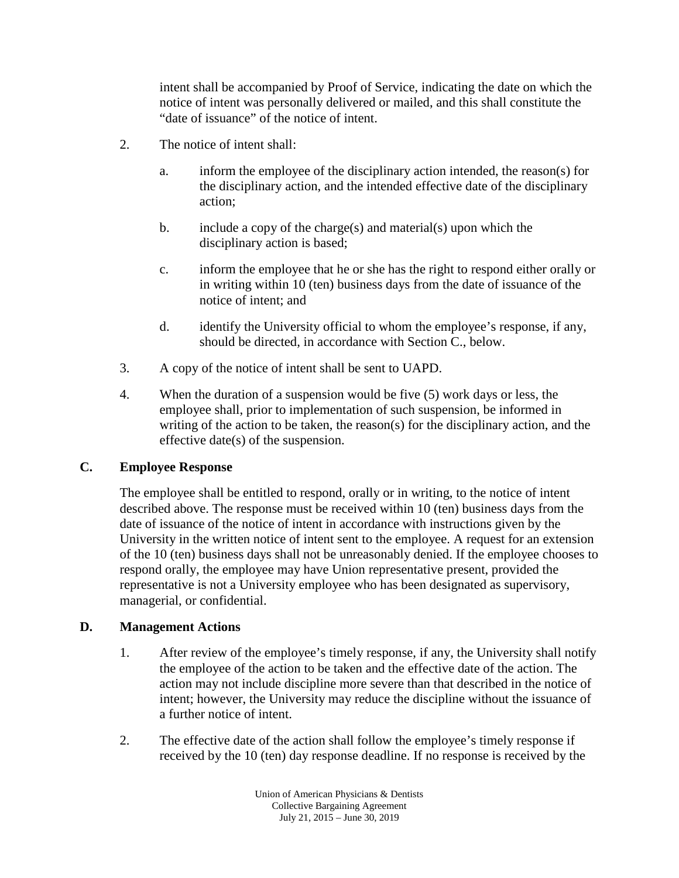intent shall be accompanied by Proof of Service, indicating the date on which the notice of intent was personally delivered or mailed, and this shall constitute the "date of issuance" of the notice of intent.

2. The notice of intent shall:

   a. inform the employee of the disciplinary action intended, the reason(s) for the disciplinary action, and the intended effective date of the disciplinary action;

   b. include a copy of the charge(s) and material(s) upon which the disciplinary action is based;

   c. inform the employee that he or she has the right to respond either orally or in writing within 10 (ten) business days from the date of issuance of the notice of intent; and

   d. identify the University official to whom the employee's response, if any, should be directed, in accordance with Section C., below.

3. A copy of the notice of intent shall be sent to UAPD.

4. When the duration of a suspension would be five (5) work days or less, the employee shall, prior to implementation of such suspension, be informed in writing of the action to be taken, the reason(s) for the disciplinary action, and the effective date(s) of the suspension.

## C. Employee Response

The employee shall be entitled to respond, orally or in writing, to the notice of intent described above. The response must be received within 10 (ten) business days from the date of issuance of the notice of intent in accordance with instructions given by the University in the written notice of intent sent to the employee. A request for an extension of the 10 (ten) business days shall not be unreasonably denied. If the employee chooses to respond orally, the employee may have Union representative present, provided the representative is not a University employee who has been designated as supervisory, managerial, or confidential.

## D. Management Actions

1. After review of the employee's timely response, if any, the University shall notify the employee of the action to be taken and the effective date of the action. The action may not include discipline more severe than that described in the notice of intent; however, the University may reduce the discipline without the issuance of a further notice of intent.

2. The effective date of the action shall follow the employee's timely response if received by the 10 (ten) day response deadline. If no response is received by the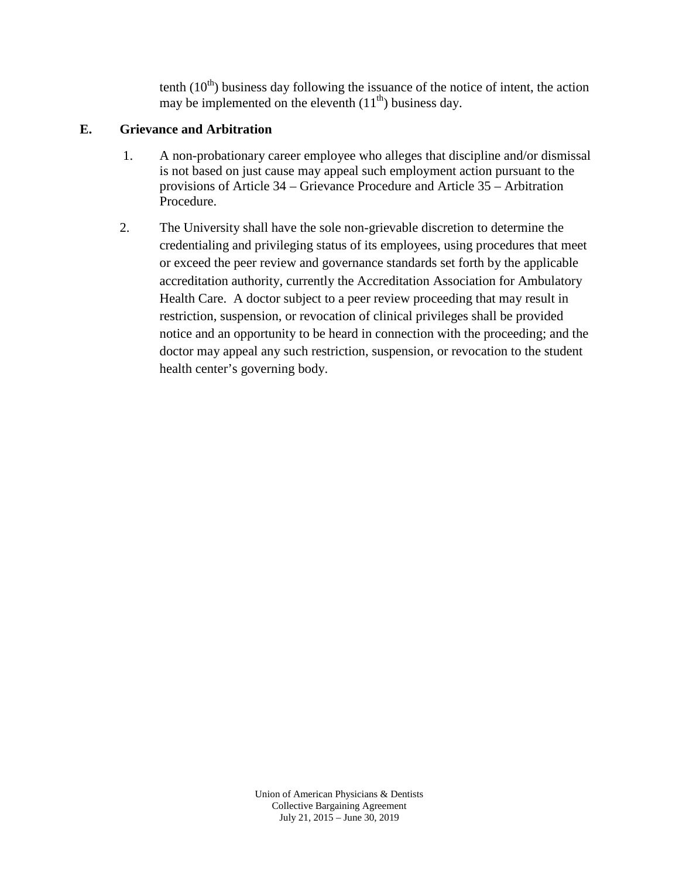tenth (10th) business day following the issuance of the notice of intent, the action may be implemented on the eleventh (11th) business day.

**E. Grievance and Arbitration**

1. A non-probationary career employee who alleges that discipline and/or dismissal is not based on just cause may appeal such employment action pursuant to the provisions of Article 34 – Grievance Procedure and Article 35 – Arbitration Procedure.

2. The University shall have the sole non-grievable discretion to determine the credentialing and privileging status of its employees, using procedures that meet or exceed the peer review and governance standards set forth by the applicable accreditation authority, currently the Accreditation Association for Ambulatory Health Care. A doctor subject to a peer review proceeding that may result in restriction, suspension, or revocation of clinical privileges shall be provided notice and an opportunity to be heard in connection with the proceeding; and the doctor may appeal any such restriction, suspension, or revocation to the student health center's governing body.